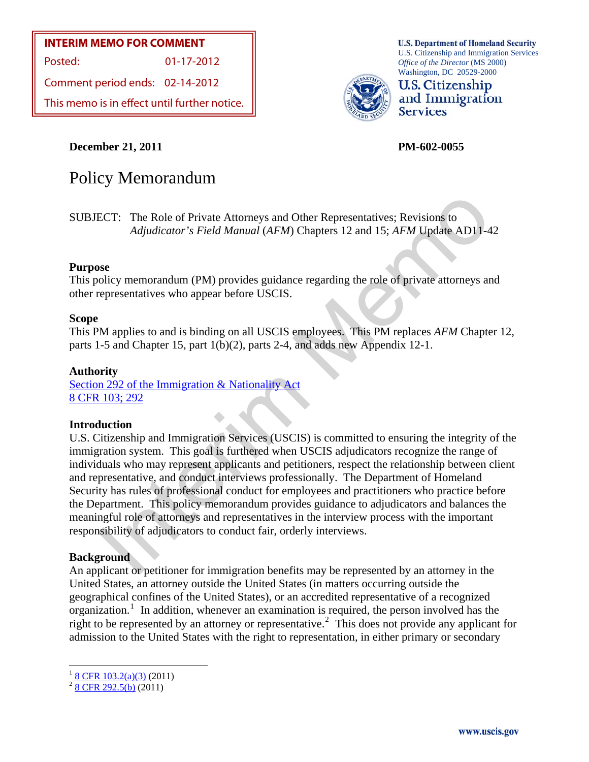**INTERIM MEMO FOR COMMENT**

Posted: 01-17-2012

Comment period ends: 02-14-2012

This memo is in effect until further notice.

U.S. Department of Homeland Security
U.S. Citizenship and Immigration Services
*Office of the Director* (MS 2000)
Washington, DC 20529-2000

U.S. Citizenship and Immigration Services

**December 21, 2011**

**PM-602-0055**

# Policy Memorandum

SUBJECT: The Role of Private Attorneys and Other Representatives; Revisions to *Adjudicator's Field Manual* (*AFM*) Chapters 12 and 15; *AFM* Update AD11-42

## Purpose

This policy memorandum (PM) provides guidance regarding the role of private attorneys and other representatives who appear before USCIS.

## Scope

This PM applies to and is binding on all USCIS employees. This PM replaces *AFM* Chapter 12, parts 1-5 and Chapter 15, part 1(b)(2), parts 2-4, and adds new Appendix 12-1.

## Authority

Section 292 of the Immigration & Nationality Act
8 CFR 103; 292

## Introduction

U.S. Citizenship and Immigration Services (USCIS) is committed to ensuring the integrity of the immigration system. This goal is furthered when USCIS adjudicators recognize the range of individuals who may represent applicants and petitioners, respect the relationship between client and representative, and conduct interviews professionally. The Department of Homeland Security has rules of professional conduct for employees and practitioners who practice before the Department. This policy memorandum provides guidance to adjudicators and balances the meaningful role of attorneys and representatives in the interview process with the important responsibility of adjudicators to conduct fair, orderly interviews.

## Background

An applicant or petitioner for immigration benefits may be represented by an attorney in the United States, an attorney outside the United States (in matters occurring outside the geographical confines of the United States), or an accredited representative of a recognized organization.[1] In addition, whenever an examination is required, the person involved has the right to be represented by an attorney or representative.[2] This does not provide any applicant for admission to the United States with the right to representation, in either primary or secondary

---

[1] 8 CFR 103.2(a)(3) (2011)

[2] 8 CFR 292.5(b) (2011)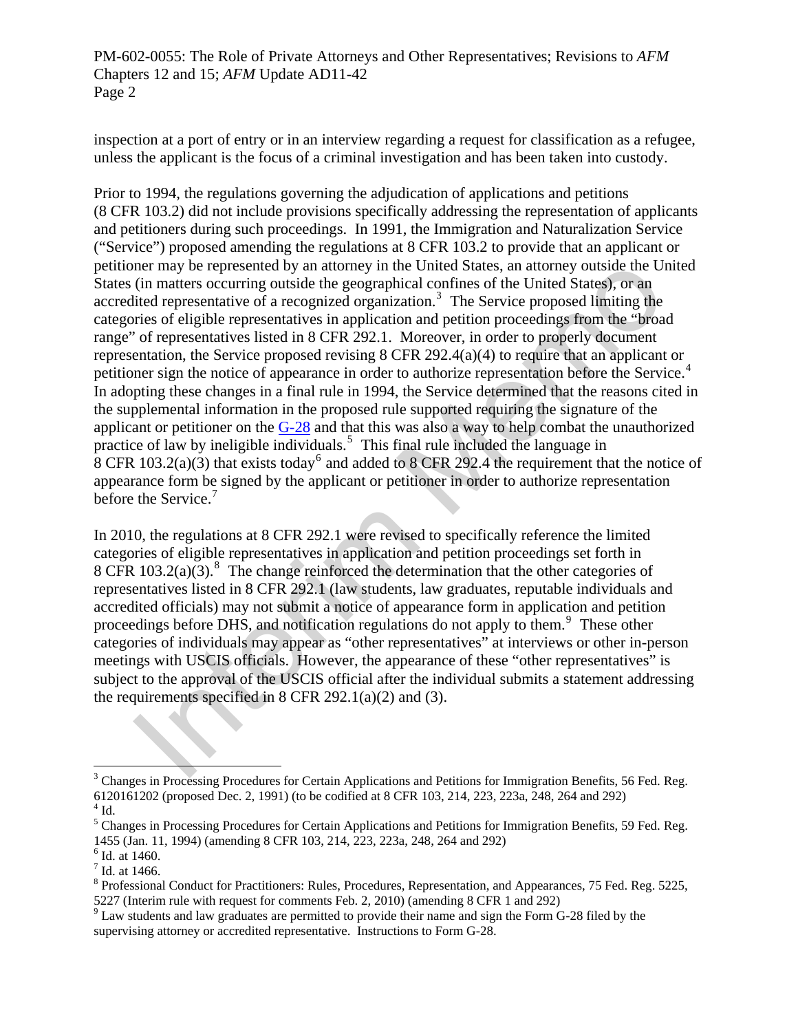inspection at a port of entry or in an interview regarding a request for classification as a refugee, unless the applicant is the focus of a criminal investigation and has been taken into custody.

Prior to 1994, the regulations governing the adjudication of applications and petitions (8 CFR 103.2) did not include provisions specifically addressing the representation of applicants and petitioners during such proceedings. In 1991, the Immigration and Naturalization Service ("Service") proposed amending the regulations at 8 CFR 103.2 to provide that an applicant or petitioner may be represented by an attorney in the United States, an attorney outside the United States (in matters occurring outside the geographical confines of the United States), or an accredited representative of a recognized organization.[3] The Service proposed limiting the categories of eligible representatives in application and petition proceedings from the "broad range" of representatives listed in 8 CFR 292.1. Moreover, in order to properly document representation, the Service proposed revising 8 CFR 292.4(a)(4) to require that an applicant or petitioner sign the notice of appearance in order to authorize representation before the Service.[4] In adopting these changes in a final rule in 1994, the Service determined that the reasons cited in the supplemental information in the proposed rule supported requiring the signature of the applicant or petitioner on the G-28 and that this was also a way to help combat the unauthorized practice of law by ineligible individuals.[5] This final rule included the language in 8 CFR 103.2(a)(3) that exists today[6] and added to 8 CFR 292.4 the requirement that the notice of appearance form be signed by the applicant or petitioner in order to authorize representation before the Service.[7]

In 2010, the regulations at 8 CFR 292.1 were revised to specifically reference the limited categories of eligible representatives in application and petition proceedings set forth in 8 CFR 103.2(a)(3).[8] The change reinforced the determination that the other categories of representatives listed in 8 CFR 292.1 (law students, law graduates, reputable individuals and accredited officials) may not submit a notice of appearance form in application and petition proceedings before DHS, and notification regulations do not apply to them.[9] These other categories of individuals may appear as "other representatives" at interviews or other in-person meetings with USCIS officials. However, the appearance of these "other representatives" is subject to the approval of the USCIS official after the individual submits a statement addressing the requirements specified in 8 CFR 292.1(a)(2) and (3).

---

[3] Changes in Processing Procedures for Certain Applications and Petitions for Immigration Benefits, 56 Fed. Reg. 6120161202 (proposed Dec. 2, 1991) (to be codified at 8 CFR 103, 214, 223, 223a, 248, 264 and 292)

[4] Id.

[5] Changes in Processing Procedures for Certain Applications and Petitions for Immigration Benefits, 59 Fed. Reg. 1455 (Jan. 11, 1994) (amending 8 CFR 103, 214, 223, 223a, 248, 264 and 292)

[6] Id. at 1460.

[7] Id. at 1466.

[8] Professional Conduct for Practitioners: Rules, Procedures, Representation, and Appearances, 75 Fed. Reg. 5225, 5227 (Interim rule with request for comments Feb. 2, 2010) (amending 8 CFR 1 and 292)

[9] Law students and law graduates are permitted to provide their name and sign the Form G-28 filed by the supervising attorney or accredited representative. Instructions to Form G-28.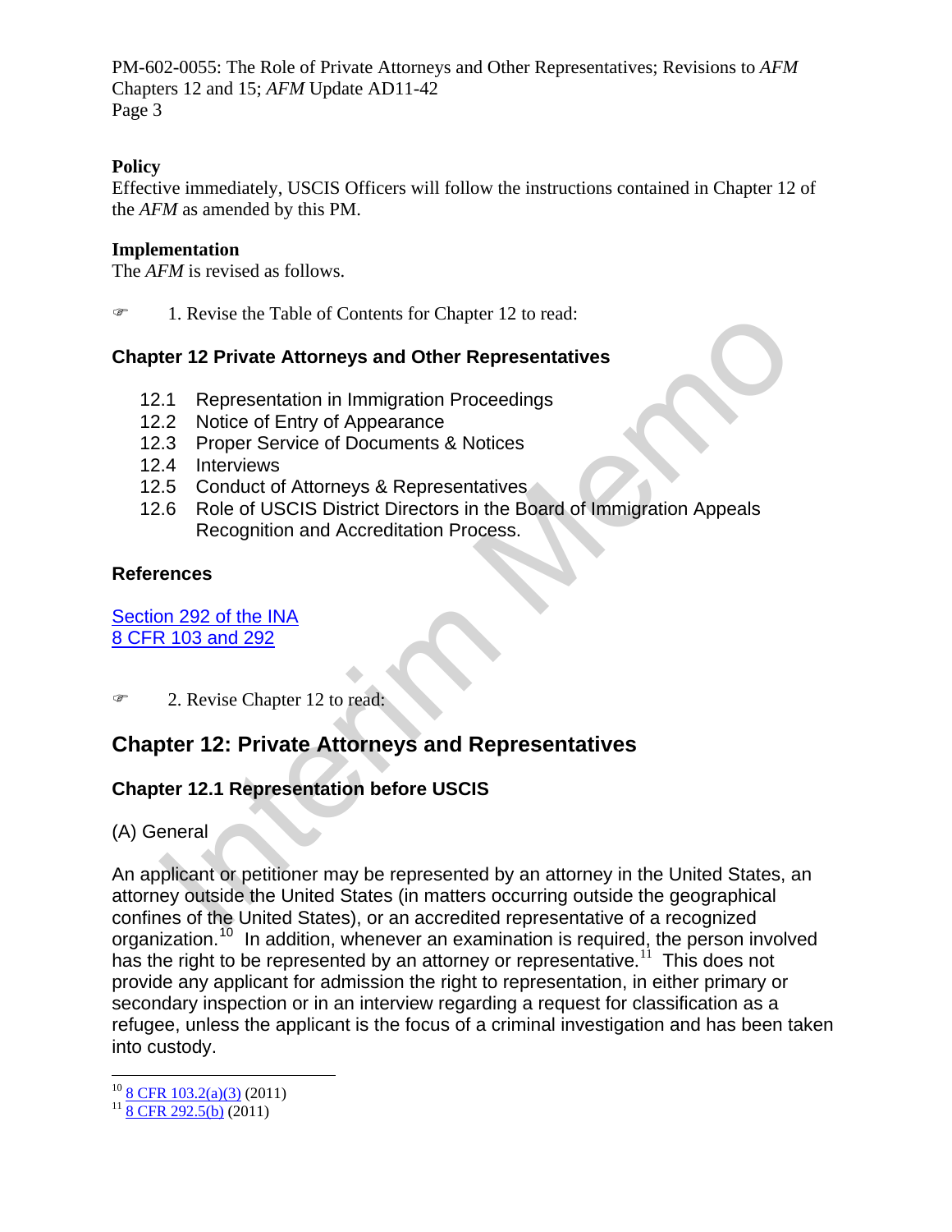**Policy**
Effective immediately, USCIS Officers will follow the instructions contained in Chapter 12 of the *AFM* as amended by this PM.

**Implementation**
The *AFM* is revised as follows.

☞ 1. Revise the Table of Contents for Chapter 12 to read:

### Chapter 12 Private Attorneys and Other Representatives

12.1 Representation in Immigration Proceedings
12.2 Notice of Entry of Appearance
12.3 Proper Service of Documents & Notices
12.4 Interviews
12.5 Conduct of Attorneys & Representatives
12.6 Role of USCIS District Directors in the Board of Immigration Appeals Recognition and Accreditation Process.

### References

Section 292 of the INA
8 CFR 103 and 292

☞ 2. Revise Chapter 12 to read:

## Chapter 12: Private Attorneys and Representatives

### Chapter 12.1 Representation before USCIS

(A) General

An applicant or petitioner may be represented by an attorney in the United States, an attorney outside the United States (in matters occurring outside the geographical confines of the United States), or an accredited representative of a recognized organization.[10] In addition, whenever an examination is required, the person involved has the right to be represented by an attorney or representative.[11] This does not provide any applicant for admission the right to representation, in either primary or secondary inspection or in an interview regarding a request for classification as a refugee, unless the applicant is the focus of a criminal investigation and has been taken into custody.

---

[10] 8 CFR 103.2(a)(3) (2011)
[11] 8 CFR 292.5(b) (2011)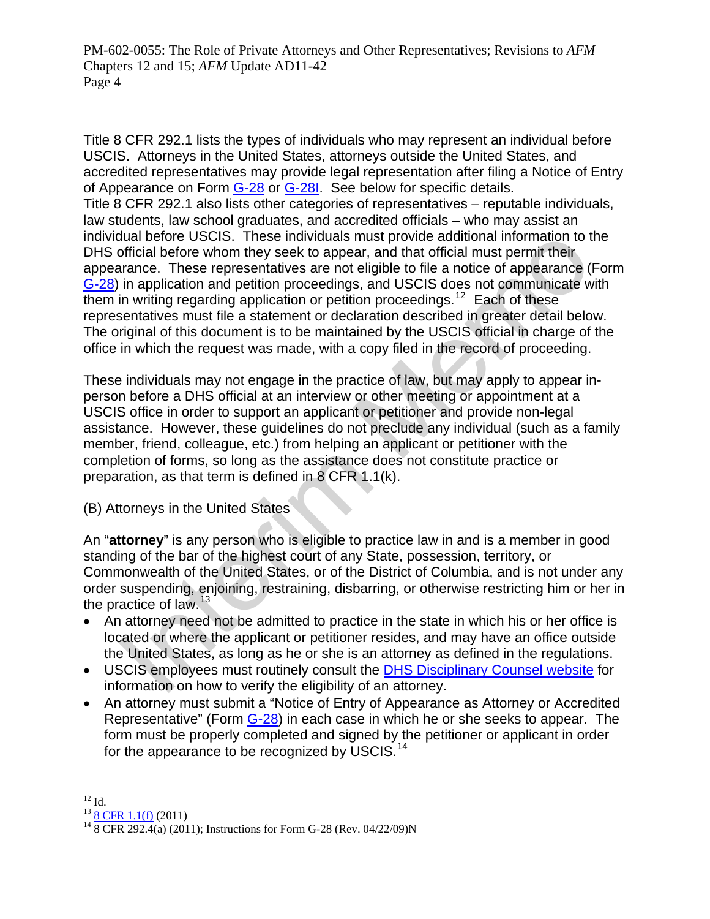Title 8 CFR 292.1 lists the types of individuals who may represent an individual before USCIS. Attorneys in the United States, attorneys outside the United States, and accredited representatives may provide legal representation after filing a Notice of Entry of Appearance on Form G-28 or G-28I. See below for specific details.
Title 8 CFR 292.1 also lists other categories of representatives – reputable individuals, law students, law school graduates, and accredited officials – who may assist an individual before USCIS. These individuals must provide additional information to the DHS official before whom they seek to appear, and that official must permit their appearance. These representatives are not eligible to file a notice of appearance (Form G-28) in application and petition proceedings, and USCIS does not communicate with them in writing regarding application or petition proceedings.[12] Each of these representatives must file a statement or declaration described in greater detail below. The original of this document is to be maintained by the USCIS official in charge of the office in which the request was made, with a copy filed in the record of proceeding.

These individuals may not engage in the practice of law, but may apply to appear in-person before a DHS official at an interview or other meeting or appointment at a USCIS office in order to support an applicant or petitioner and provide non-legal assistance. However, these guidelines do not preclude any individual (such as a family member, friend, colleague, etc.) from helping an applicant or petitioner with the completion of forms, so long as the assistance does not constitute practice or preparation, as that term is defined in 8 CFR 1.1(k).

(B) Attorneys in the United States

An "**attorney**" is any person who is eligible to practice law in and is a member in good standing of the bar of the highest court of any State, possession, territory, or Commonwealth of the United States, or of the District of Columbia, and is not under any order suspending, enjoining, restraining, disbarring, or otherwise restricting him or her in the practice of law.[13]

- An attorney need not be admitted to practice in the state in which his or her office is located or where the applicant or petitioner resides, and may have an office outside the United States, as long as he or she is an attorney as defined in the regulations.
- USCIS employees must routinely consult the DHS Disciplinary Counsel website for information on how to verify the eligibility of an attorney.
- An attorney must submit a "Notice of Entry of Appearance as Attorney or Accredited Representative" (Form G-28) in each case in which he or she seeks to appear. The form must be properly completed and signed by the petitioner or applicant in order for the appearance to be recognized by USCIS.[14]

---

[12] Id.
[13] 8 CFR 1.1(f) (2011)
[14] 8 CFR 292.4(a) (2011); Instructions for Form G-28 (Rev. 04/22/09)N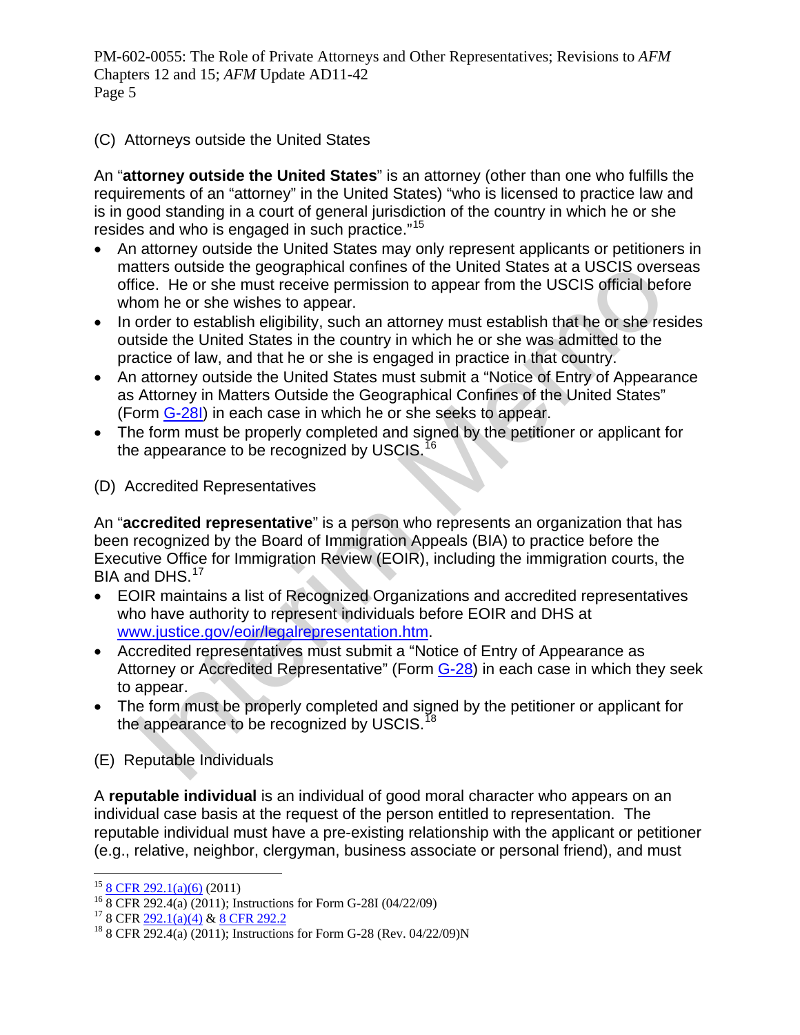(C) Attorneys outside the United States

An "**attorney outside the United States**" is an attorney (other than one who fulfills the requirements of an "attorney" in the United States) "who is licensed to practice law and is in good standing in a court of general jurisdiction of the country in which he or she resides and who is engaged in such practice."[15]

- An attorney outside the United States may only represent applicants or petitioners in matters outside the geographical confines of the United States at a USCIS overseas office. He or she must receive permission to appear from the USCIS official before whom he or she wishes to appear.
- In order to establish eligibility, such an attorney must establish that he or she resides outside the United States in the country in which he or she was admitted to the practice of law, and that he or she is engaged in practice in that country.
- An attorney outside the United States must submit a "Notice of Entry of Appearance as Attorney in Matters Outside the Geographical Confines of the United States" (Form G-28I) in each case in which he or she seeks to appear.
- The form must be properly completed and signed by the petitioner or applicant for the appearance to be recognized by USCIS.[16]

(D) Accredited Representatives

An "**accredited representative**" is a person who represents an organization that has been recognized by the Board of Immigration Appeals (BIA) to practice before the Executive Office for Immigration Review (EOIR), including the immigration courts, the BIA and DHS.[17]

- EOIR maintains a list of Recognized Organizations and accredited representatives who have authority to represent individuals before EOIR and DHS at www.justice.gov/eoir/legalrepresentation.htm.
- Accredited representatives must submit a "Notice of Entry of Appearance as Attorney or Accredited Representative" (Form G-28) in each case in which they seek to appear.
- The form must be properly completed and signed by the petitioner or applicant for the appearance to be recognized by USCIS.[18]

(E) Reputable Individuals

A **reputable individual** is an individual of good moral character who appears on an individual case basis at the request of the person entitled to representation. The reputable individual must have a pre-existing relationship with the applicant or petitioner (e.g., relative, neighbor, clergyman, business associate or personal friend), and must

---

[15] 8 CFR 292.1(a)(6) (2011)

[16] 8 CFR 292.4(a) (2011); Instructions for Form G-28I (04/22/09)

[17] 8 CFR 292.1(a)(4) & 8 CFR 292.2

[18] 8 CFR 292.4(a) (2011); Instructions for Form G-28 (Rev. 04/22/09)N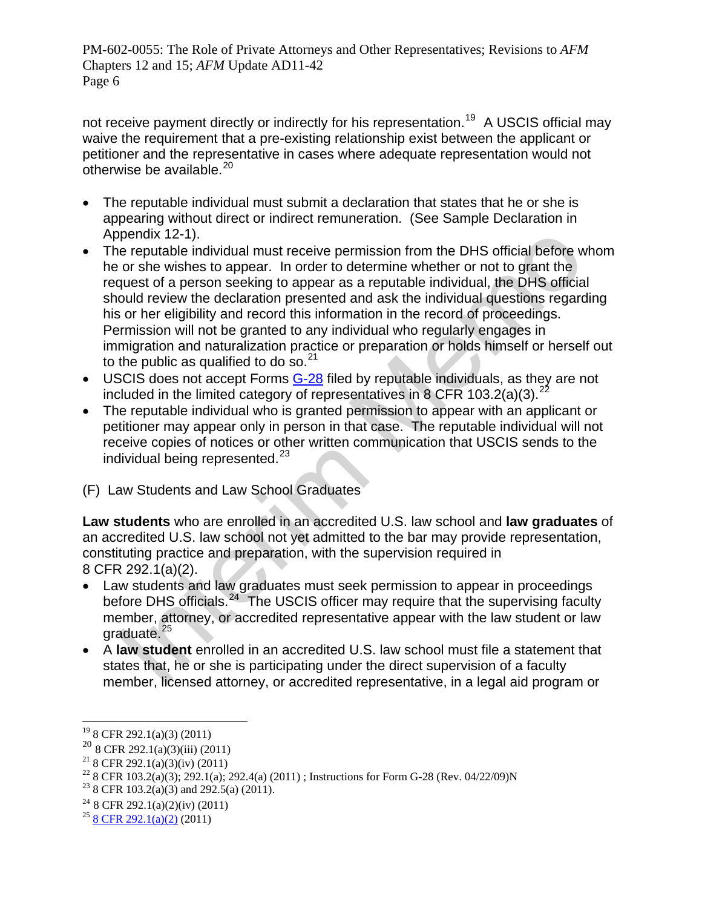not receive payment directly or indirectly for his representation.[19] A USCIS official may waive the requirement that a pre-existing relationship exist between the applicant or petitioner and the representative in cases where adequate representation would not otherwise be available.[20]

- The reputable individual must submit a declaration that states that he or she is appearing without direct or indirect remuneration. (See Sample Declaration in Appendix 12-1).
- The reputable individual must receive permission from the DHS official before whom he or she wishes to appear. In order to determine whether or not to grant the request of a person seeking to appear as a reputable individual, the DHS official should review the declaration presented and ask the individual questions regarding his or her eligibility and record this information in the record of proceedings. Permission will not be granted to any individual who regularly engages in immigration and naturalization practice or preparation or holds himself or herself out to the public as qualified to do so.[21]
- USCIS does not accept Forms G-28 filed by reputable individuals, as they are not included in the limited category of representatives in 8 CFR 103.2(a)(3).[22]
- The reputable individual who is granted permission to appear with an applicant or petitioner may appear only in person in that case. The reputable individual will not receive copies of notices or other written communication that USCIS sends to the individual being represented.[23]

(F) Law Students and Law School Graduates

**Law students** who are enrolled in an accredited U.S. law school and **law graduates** of an accredited U.S. law school not yet admitted to the bar may provide representation, constituting practice and preparation, with the supervision required in 8 CFR 292.1(a)(2).

- Law students and law graduates must seek permission to appear in proceedings before DHS officials.[24] The USCIS officer may require that the supervising faculty member, attorney, or accredited representative appear with the law student or law graduate.[25]
- A **law student** enrolled in an accredited U.S. law school must file a statement that states that, he or she is participating under the direct supervision of a faculty member, licensed attorney, or accredited representative, in a legal aid program or

---

[19] 8 CFR 292.1(a)(3) (2011)

[20] 8 CFR 292.1(a)(3)(iii) (2011)

[21] 8 CFR 292.1(a)(3)(iv) (2011)

[22] 8 CFR 103.2(a)(3); 292.1(a); 292.4(a) (2011) ; Instructions for Form G-28 (Rev. 04/22/09)N

[23] 8 CFR 103.2(a)(3) and 292.5(a) (2011).

[24] 8 CFR 292.1(a)(2)(iv) (2011)

[25] 8 CFR 292.1(a)(2) (2011)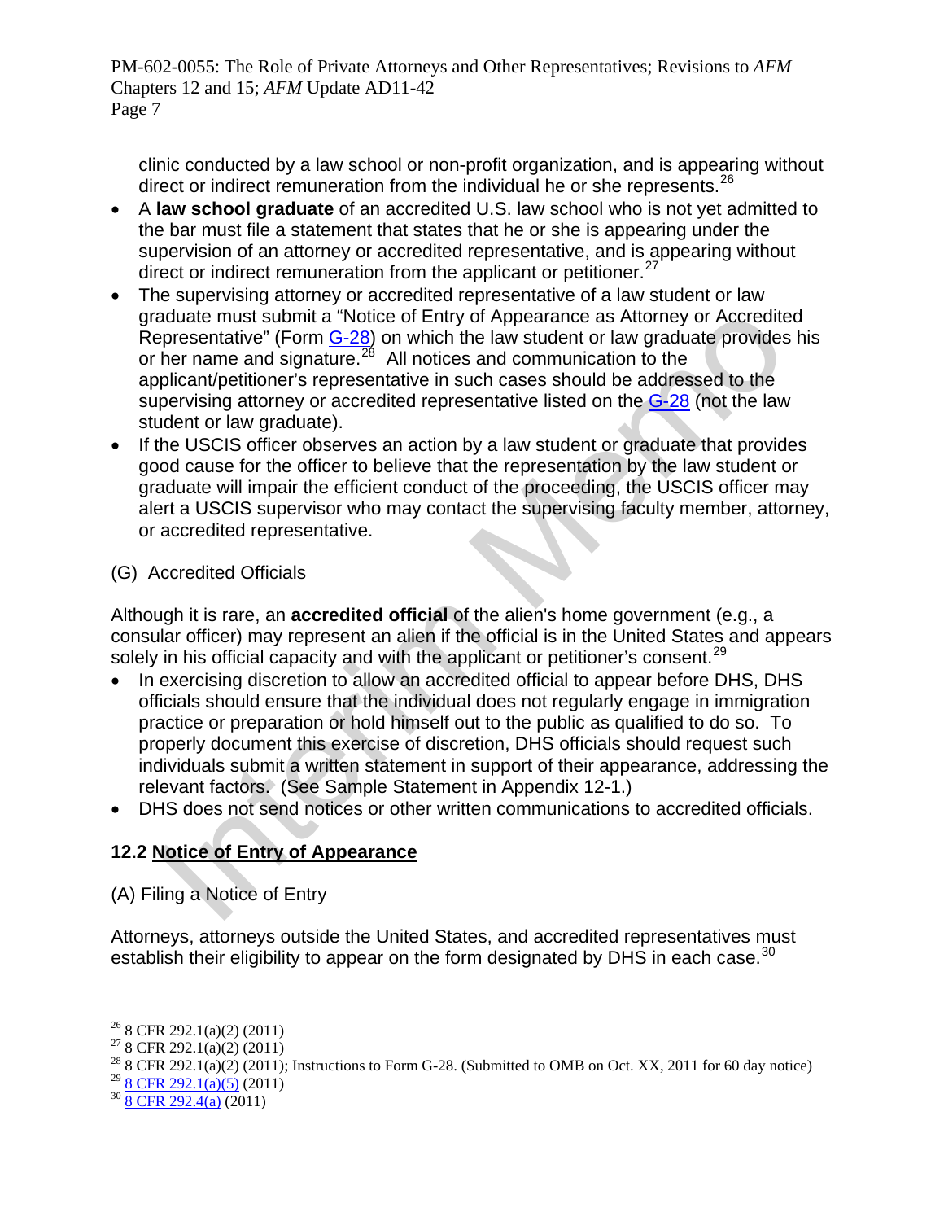clinic conducted by a law school or non-profit organization, and is appearing without direct or indirect remuneration from the individual he or she represents.[26]

- A **law school graduate** of an accredited U.S. law school who is not yet admitted to the bar must file a statement that states that he or she is appearing under the supervision of an attorney or accredited representative, and is appearing without direct or indirect remuneration from the applicant or petitioner.[27]
- The supervising attorney or accredited representative of a law student or law graduate must submit a "Notice of Entry of Appearance as Attorney or Accredited Representative" (Form G-28) on which the law student or law graduate provides his or her name and signature.[28] All notices and communication to the applicant/petitioner's representative in such cases should be addressed to the supervising attorney or accredited representative listed on the G-28 (not the law student or law graduate).
- If the USCIS officer observes an action by a law student or graduate that provides good cause for the officer to believe that the representation by the law student or graduate will impair the efficient conduct of the proceeding, the USCIS officer may alert a USCIS supervisor who may contact the supervising faculty member, attorney, or accredited representative.

(G) Accredited Officials

Although it is rare, an **accredited official** of the alien's home government (e.g., a consular officer) may represent an alien if the official is in the United States and appears solely in his official capacity and with the applicant or petitioner's consent.[29]

- In exercising discretion to allow an accredited official to appear before DHS, DHS officials should ensure that the individual does not regularly engage in immigration practice or preparation or hold himself out to the public as qualified to do so. To properly document this exercise of discretion, DHS officials should request such individuals submit a written statement in support of their appearance, addressing the relevant factors. (See Sample Statement in Appendix 12-1.)
- DHS does not send notices or other written communications to accredited officials.

## 12.2 Notice of Entry of Appearance

(A) Filing a Notice of Entry

Attorneys, attorneys outside the United States, and accredited representatives must establish their eligibility to appear on the form designated by DHS in each case.[30]

---

[26] 8 CFR 292.1(a)(2) (2011)
[27] 8 CFR 292.1(a)(2) (2011)
[28] 8 CFR 292.1(a)(2) (2011); Instructions to Form G-28. (Submitted to OMB on Oct. XX, 2011 for 60 day notice)
[29] 8 CFR 292.1(a)(5) (2011)
[30] 8 CFR 292.4(a) (2011)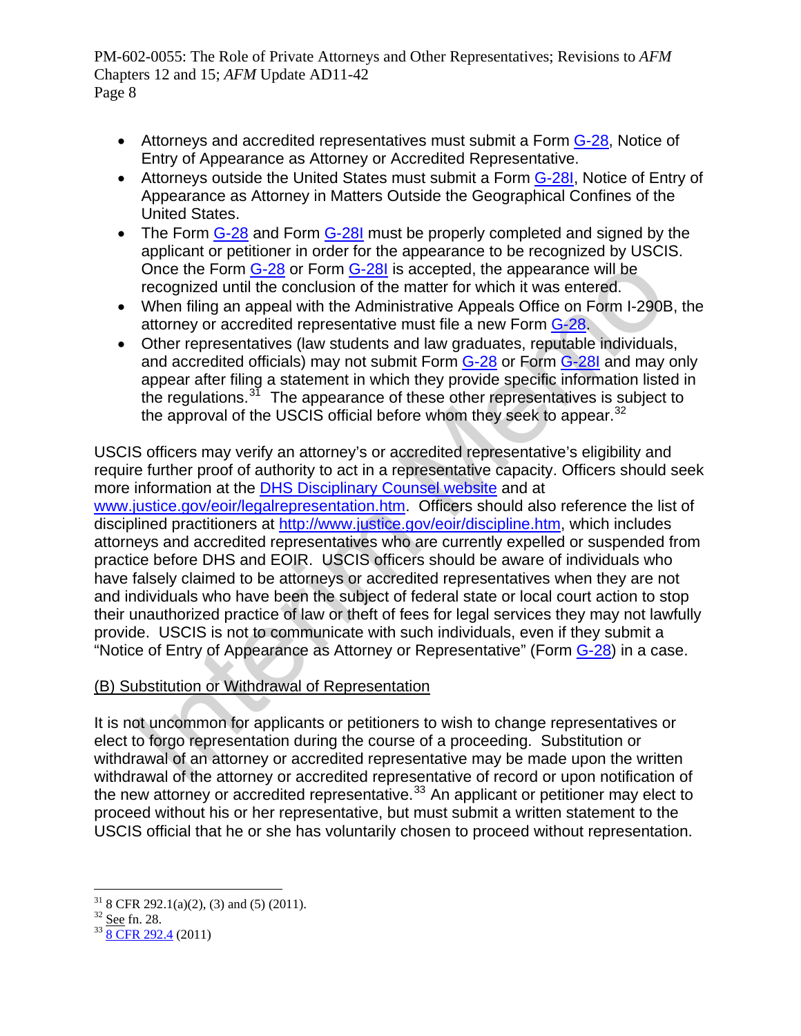- Attorneys and accredited representatives must submit a Form G-28, Notice of Entry of Appearance as Attorney or Accredited Representative.
- Attorneys outside the United States must submit a Form G-28I, Notice of Entry of Appearance as Attorney in Matters Outside the Geographical Confines of the United States.
- The Form G-28 and Form G-28I must be properly completed and signed by the applicant or petitioner in order for the appearance to be recognized by USCIS. Once the Form G-28 or Form G-28I is accepted, the appearance will be recognized until the conclusion of the matter for which it was entered.
- When filing an appeal with the Administrative Appeals Office on Form I-290B, the attorney or accredited representative must file a new Form G-28.
- Other representatives (law students and law graduates, reputable individuals, and accredited officials) may not submit Form G-28 or Form G-28I and may only appear after filing a statement in which they provide specific information listed in the regulations.[31] The appearance of these other representatives is subject to the approval of the USCIS official before whom they seek to appear.[32]

USCIS officers may verify an attorney's or accredited representative's eligibility and require further proof of authority to act in a representative capacity. Officers should seek more information at the DHS Disciplinary Counsel website and at www.justice.gov/eoir/legalrepresentation.htm. Officers should also reference the list of disciplined practitioners at http://www.justice.gov/eoir/discipline.htm, which includes attorneys and accredited representatives who are currently expelled or suspended from practice before DHS and EOIR. USCIS officers should be aware of individuals who have falsely claimed to be attorneys or accredited representatives when they are not and individuals who have been the subject of federal state or local court action to stop their unauthorized practice of law or theft of fees for legal services they may not lawfully provide. USCIS is not to communicate with such individuals, even if they submit a "Notice of Entry of Appearance as Attorney or Representative" (Form G-28) in a case.

(B) Substitution or Withdrawal of Representation

It is not uncommon for applicants or petitioners to wish to change representatives or elect to forgo representation during the course of a proceeding. Substitution or withdrawal of an attorney or accredited representative may be made upon the written withdrawal of the attorney or accredited representative of record or upon notification of the new attorney or accredited representative.[33] An applicant or petitioner may elect to proceed without his or her representative, but must submit a written statement to the USCIS official that he or she has voluntarily chosen to proceed without representation.

---

[31] 8 CFR 292.1(a)(2), (3) and (5) (2011).

[32] See fn. 28.

[33] 8 CFR 292.4 (2011)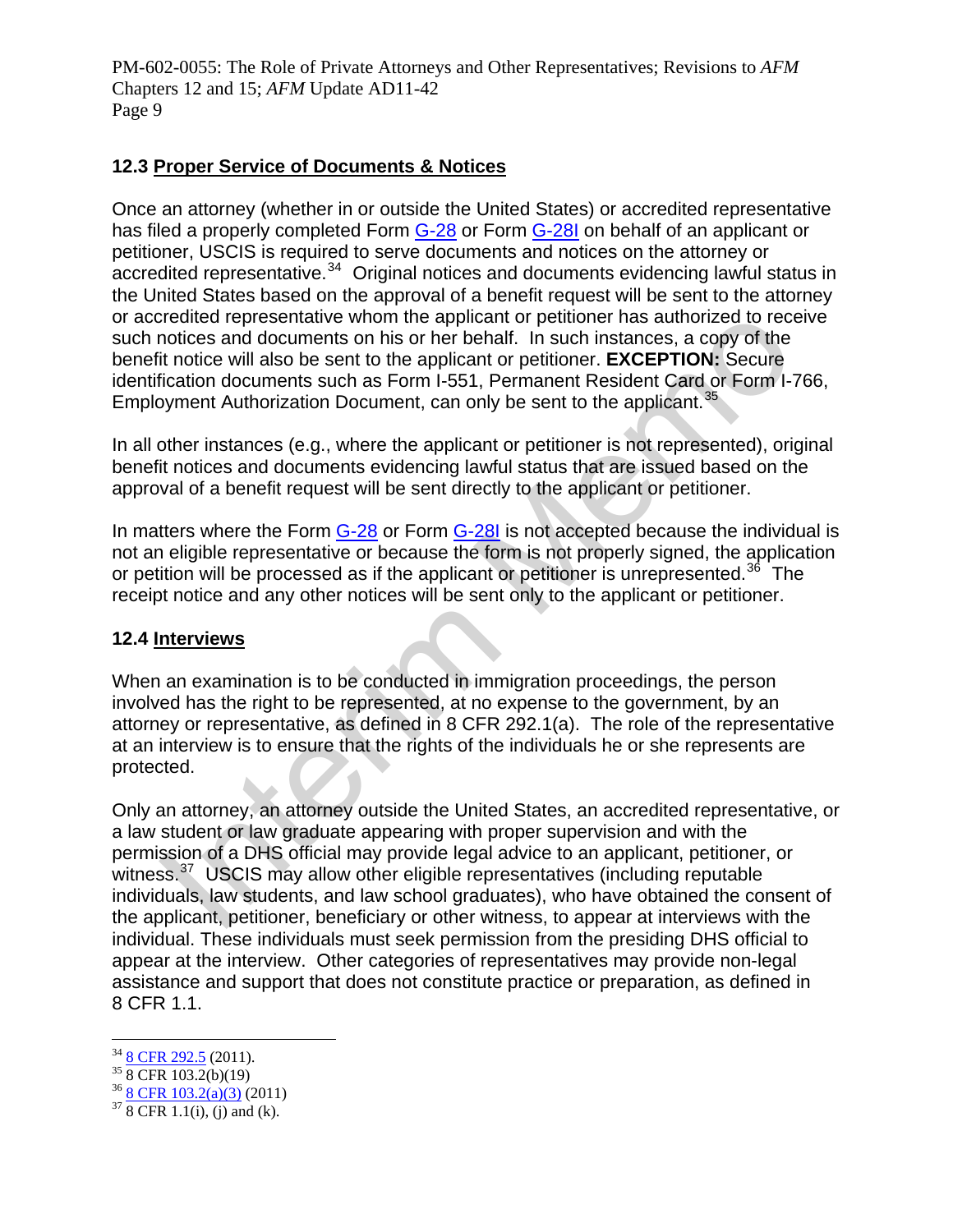### 12.3 Proper Service of Documents & Notices

Once an attorney (whether in or outside the United States) or accredited representative has filed a properly completed Form G-28 or Form G-28I on behalf of an applicant or petitioner, USCIS is required to serve documents and notices on the attorney or accredited representative.[34] Original notices and documents evidencing lawful status in the United States based on the approval of a benefit request will be sent to the attorney or accredited representative whom the applicant or petitioner has authorized to receive such notices and documents on his or her behalf. In such instances, a copy of the benefit notice will also be sent to the applicant or petitioner. **EXCEPTION:** Secure identification documents such as Form I-551, Permanent Resident Card or Form I-766, Employment Authorization Document, can only be sent to the applicant.[35]

In all other instances (e.g., where the applicant or petitioner is not represented), original benefit notices and documents evidencing lawful status that are issued based on the approval of a benefit request will be sent directly to the applicant or petitioner.

In matters where the Form G-28 or Form G-28I is not accepted because the individual is not an eligible representative or because the form is not properly signed, the application or petition will be processed as if the applicant or petitioner is unrepresented.[36] The receipt notice and any other notices will be sent only to the applicant or petitioner.

### 12.4 Interviews

When an examination is to be conducted in immigration proceedings, the person involved has the right to be represented, at no expense to the government, by an attorney or representative, as defined in 8 CFR 292.1(a). The role of the representative at an interview is to ensure that the rights of the individuals he or she represents are protected.

Only an attorney, an attorney outside the United States, an accredited representative, or a law student or law graduate appearing with proper supervision and with the permission of a DHS official may provide legal advice to an applicant, petitioner, or witness.[37] USCIS may allow other eligible representatives (including reputable individuals, law students, and law school graduates), who have obtained the consent of the applicant, petitioner, beneficiary or other witness, to appear at interviews with the individual. These individuals must seek permission from the presiding DHS official to appear at the interview. Other categories of representatives may provide non-legal assistance and support that does not constitute practice or preparation, as defined in 8 CFR 1.1.

---

[34] 8 CFR 292.5 (2011).

[35] 8 CFR 103.2(b)(19)

[36] 8 CFR 103.2(a)(3) (2011)

[37] 8 CFR 1.1(i), (j) and (k).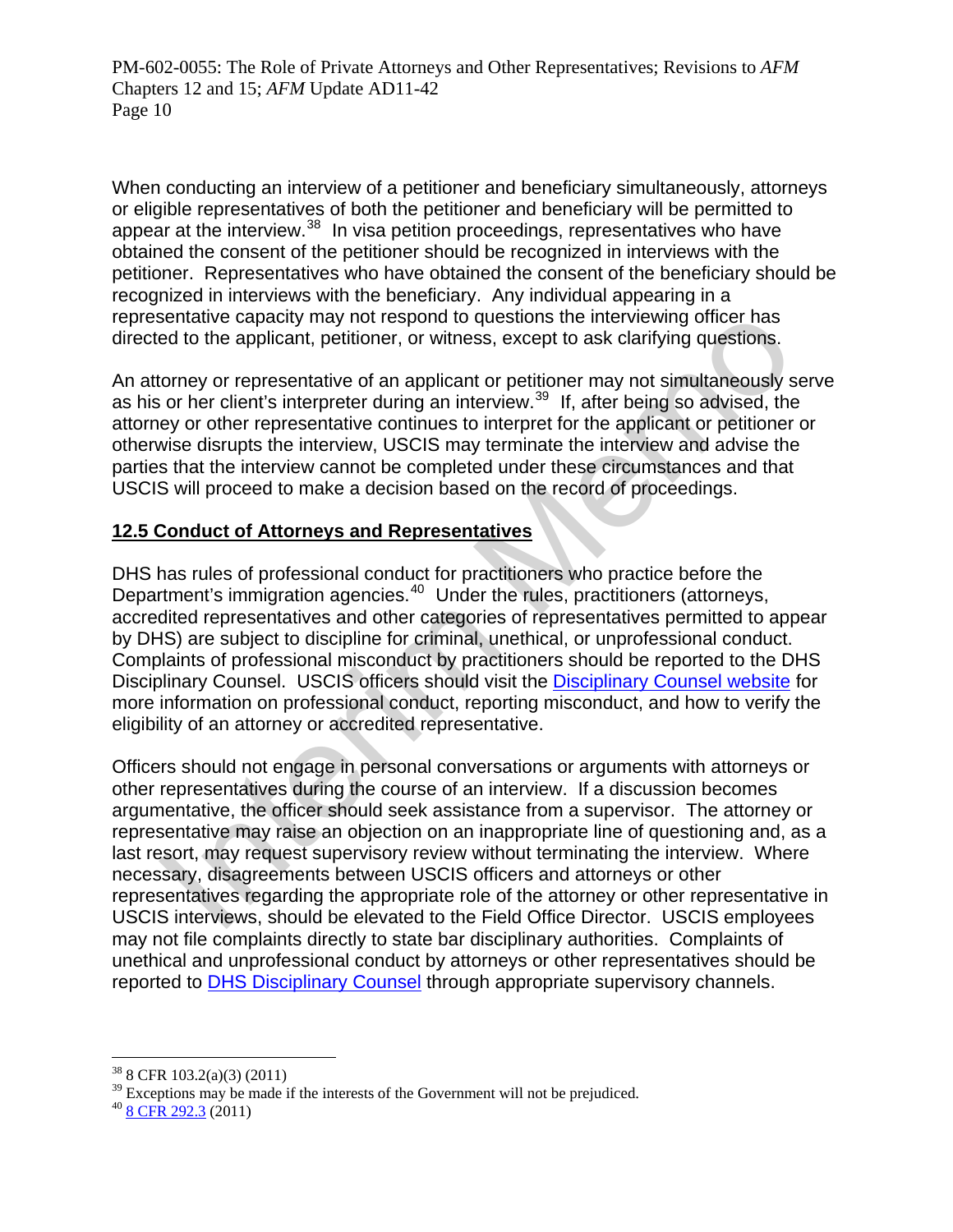When conducting an interview of a petitioner and beneficiary simultaneously, attorneys or eligible representatives of both the petitioner and beneficiary will be permitted to appear at the interview.[38] In visa petition proceedings, representatives who have obtained the consent of the petitioner should be recognized in interviews with the petitioner. Representatives who have obtained the consent of the beneficiary should be recognized in interviews with the beneficiary. Any individual appearing in a representative capacity may not respond to questions the interviewing officer has directed to the applicant, petitioner, or witness, except to ask clarifying questions.

An attorney or representative of an applicant or petitioner may not simultaneously serve as his or her client's interpreter during an interview.[39] If, after being so advised, the attorney or other representative continues to interpret for the applicant or petitioner or otherwise disrupts the interview, USCIS may terminate the interview and advise the parties that the interview cannot be completed under these circumstances and that USCIS will proceed to make a decision based on the record of proceedings.

## 12.5 Conduct of Attorneys and Representatives

DHS has rules of professional conduct for practitioners who practice before the Department's immigration agencies.[40] Under the rules, practitioners (attorneys, accredited representatives and other categories of representatives permitted to appear by DHS) are subject to discipline for criminal, unethical, or unprofessional conduct. Complaints of professional misconduct by practitioners should be reported to the DHS Disciplinary Counsel. USCIS officers should visit the Disciplinary Counsel website for more information on professional conduct, reporting misconduct, and how to verify the eligibility of an attorney or accredited representative.

Officers should not engage in personal conversations or arguments with attorneys or other representatives during the course of an interview. If a discussion becomes argumentative, the officer should seek assistance from a supervisor. The attorney or representative may raise an objection on an inappropriate line of questioning and, as a last resort, may request supervisory review without terminating the interview. Where necessary, disagreements between USCIS officers and attorneys or other representatives regarding the appropriate role of the attorney or other representative in USCIS interviews, should be elevated to the Field Office Director. USCIS employees may not file complaints directly to state bar disciplinary authorities. Complaints of unethical and unprofessional conduct by attorneys or other representatives should be reported to DHS Disciplinary Counsel through appropriate supervisory channels.

---

[38] 8 CFR 103.2(a)(3) (2011)

[39] Exceptions may be made if the interests of the Government will not be prejudiced.

[40] 8 CFR 292.3 (2011)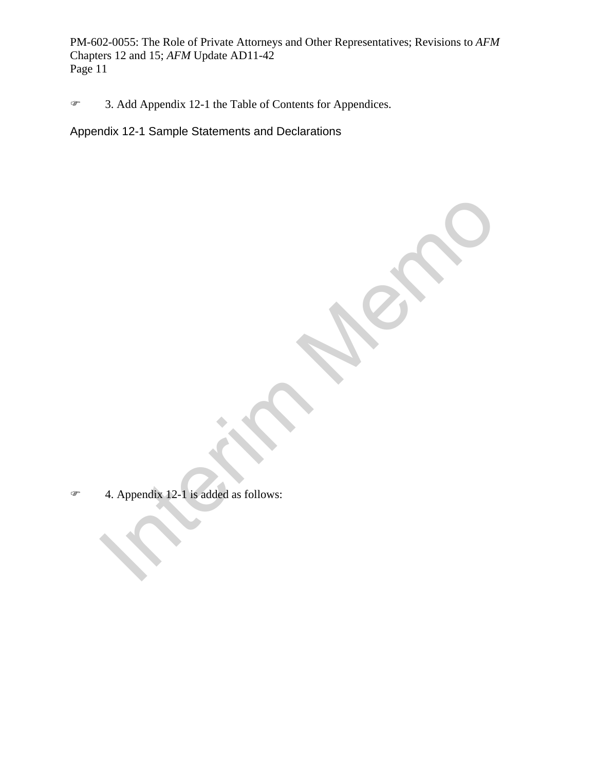☞ 3. Add Appendix 12-1 the Table of Contents for Appendices.

Appendix 12-1 Sample Statements and Declarations

☞ 4. Appendix 12-1 is added as follows: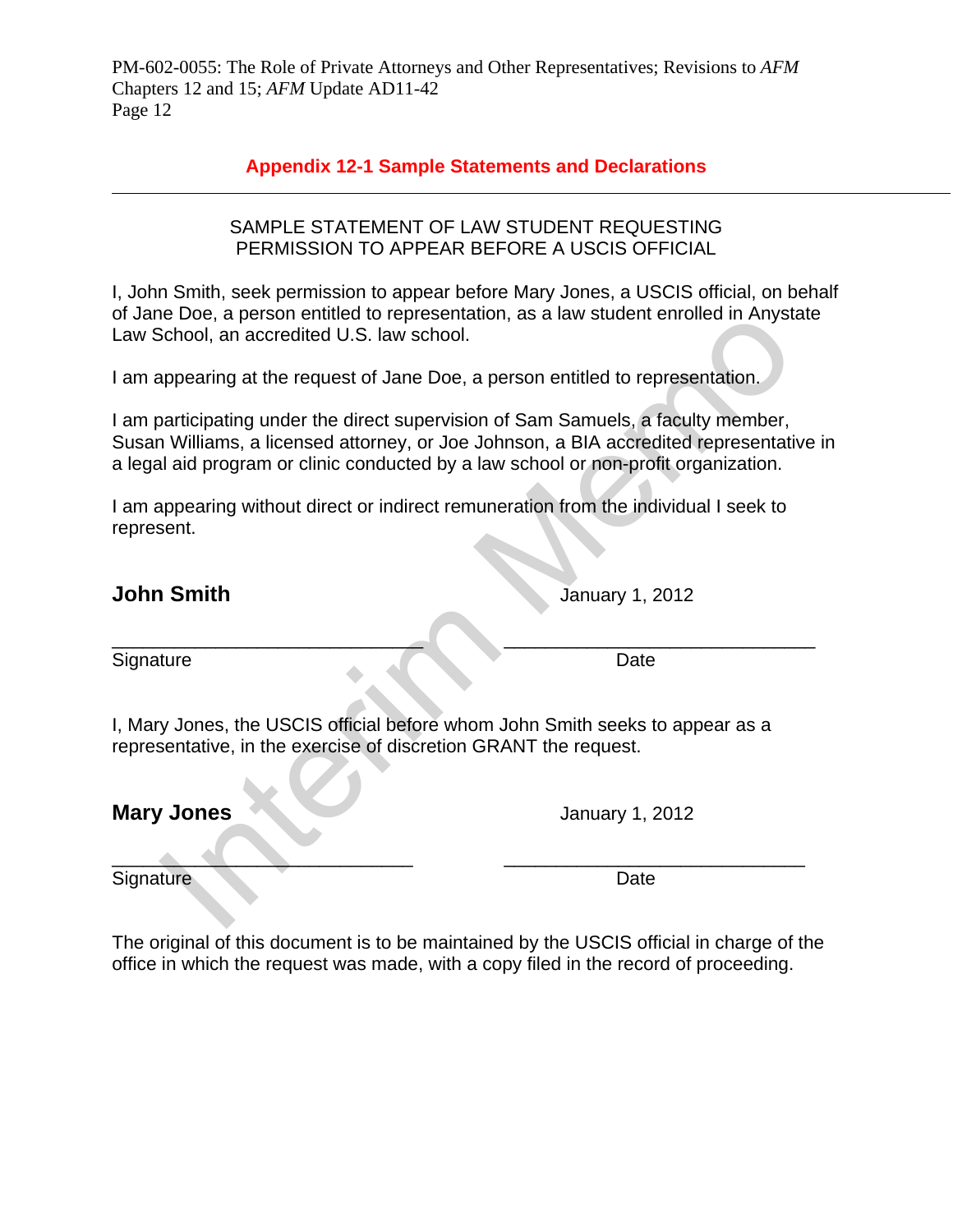## Appendix 12-1 Sample Statements and Declarations

---

SAMPLE STATEMENT OF LAW STUDENT REQUESTING PERMISSION TO APPEAR BEFORE A USCIS OFFICIAL

I, John Smith, seek permission to appear before Mary Jones, a USCIS official, on behalf of Jane Doe, a person entitled to representation, as a law student enrolled in Anystate Law School, an accredited U.S. law school.

I am appearing at the request of Jane Doe, a person entitled to representation.

I am participating under the direct supervision of Sam Samuels, a faculty member, Susan Williams, a licensed attorney, or Joe Johnson, a BIA accredited representative in a legal aid program or clinic conducted by a law school or non-profit organization.

I am appearing without direct or indirect remuneration from the individual I seek to represent.

**John Smith** January 1, 2012

\_\_\_\_\_\_\_\_\_\_\_\_\_\_\_\_\_\_\_\_\_\_\_\_\_\_\_\_\_\_ \_\_\_\_\_\_\_\_\_\_\_\_\_\_\_\_\_\_\_\_\_\_\_\_\_\_\_\_\_\_
Signature Date

I, Mary Jones, the USCIS official before whom John Smith seeks to appear as a representative, in the exercise of discretion GRANT the request.

**Mary Jones** January 1, 2012

\_\_\_\_\_\_\_\_\_\_\_\_\_\_\_\_\_\_\_\_\_\_\_\_\_\_\_\_\_\_ \_\_\_\_\_\_\_\_\_\_\_\_\_\_\_\_\_\_\_\_\_\_\_\_\_\_\_\_\_\_
Signature Date

The original of this document is to be maintained by the USCIS official in charge of the office in which the request was made, with a copy filed in the record of proceeding.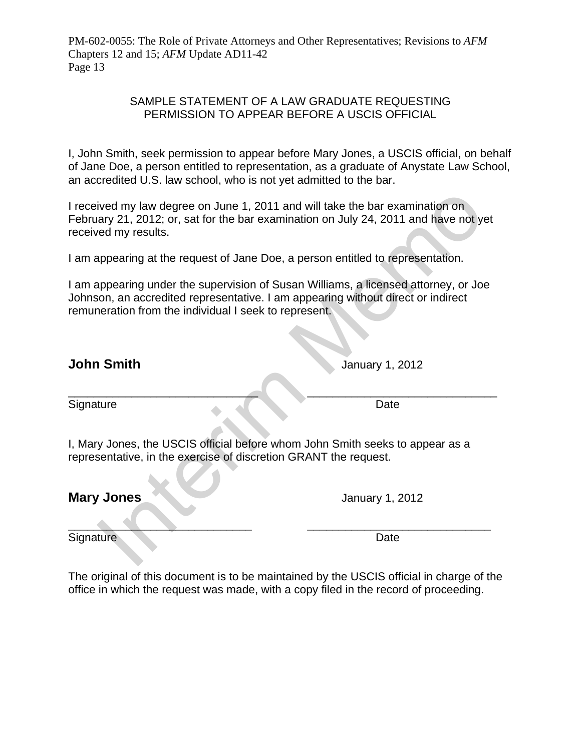## SAMPLE STATEMENT OF A LAW GRADUATE REQUESTING PERMISSION TO APPEAR BEFORE A USCIS OFFICIAL

I, John Smith, seek permission to appear before Mary Jones, a USCIS official, on behalf of Jane Doe, a person entitled to representation, as a graduate of Anystate Law School, an accredited U.S. law school, who is not yet admitted to the bar.

I received my law degree on June 1, 2011 and will take the bar examination on February 21, 2012; or, sat for the bar examination on July 24, 2011 and have not yet received my results.

I am appearing at the request of Jane Doe, a person entitled to representation.

I am appearing under the supervision of Susan Williams, a licensed attorney, or Joe Johnson, an accredited representative. I am appearing without direct or indirect remuneration from the individual I seek to represent.

**John Smith** January 1, 2012

_______________________________ _______________________________

Signature Date

I, Mary Jones, the USCIS official before whom John Smith seeks to appear as a representative, in the exercise of discretion GRANT the request.

**Mary Jones** January 1, 2012

_______________________________ _______________________________

Signature Date

The original of this document is to be maintained by the USCIS official in charge of the office in which the request was made, with a copy filed in the record of proceeding.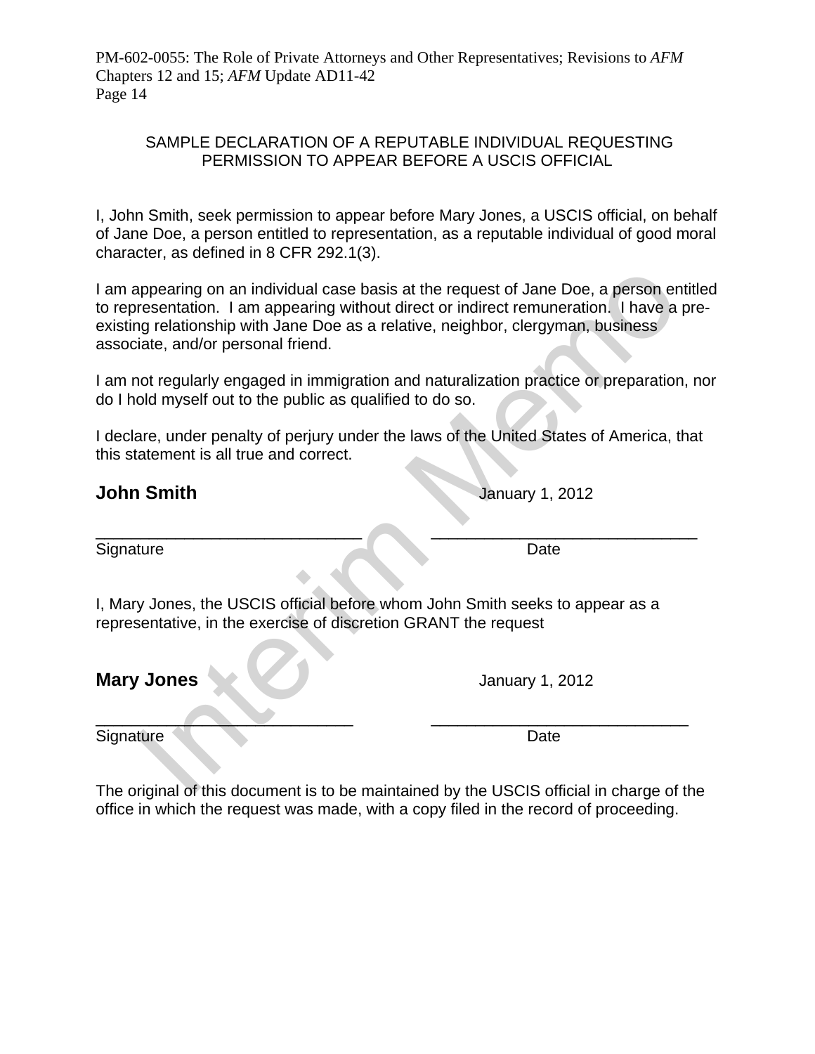## SAMPLE DECLARATION OF A REPUTABLE INDIVIDUAL REQUESTING PERMISSION TO APPEAR BEFORE A USCIS OFFICIAL

I, John Smith, seek permission to appear before Mary Jones, a USCIS official, on behalf of Jane Doe, a person entitled to representation, as a reputable individual of good moral character, as defined in 8 CFR 292.1(3).

I am appearing on an individual case basis at the request of Jane Doe, a person entitled to representation. I am appearing without direct or indirect remuneration. I have a pre-existing relationship with Jane Doe as a relative, neighbor, clergyman, business associate, and/or personal friend.

I am not regularly engaged in immigration and naturalization practice or preparation, nor do I hold myself out to the public as qualified to do so.

I declare, under penalty of perjury under the laws of the United States of America, that this statement is all true and correct.

**John Smith** January 1, 2012

______________________________ ______________________________
Signature Date

I, Mary Jones, the USCIS official before whom John Smith seeks to appear as a representative, in the exercise of discretion GRANT the request

**Mary Jones** January 1, 2012

______________________________ ______________________________
Signature Date

The original of this document is to be maintained by the USCIS official in charge of the office in which the request was made, with a copy filed in the record of proceeding.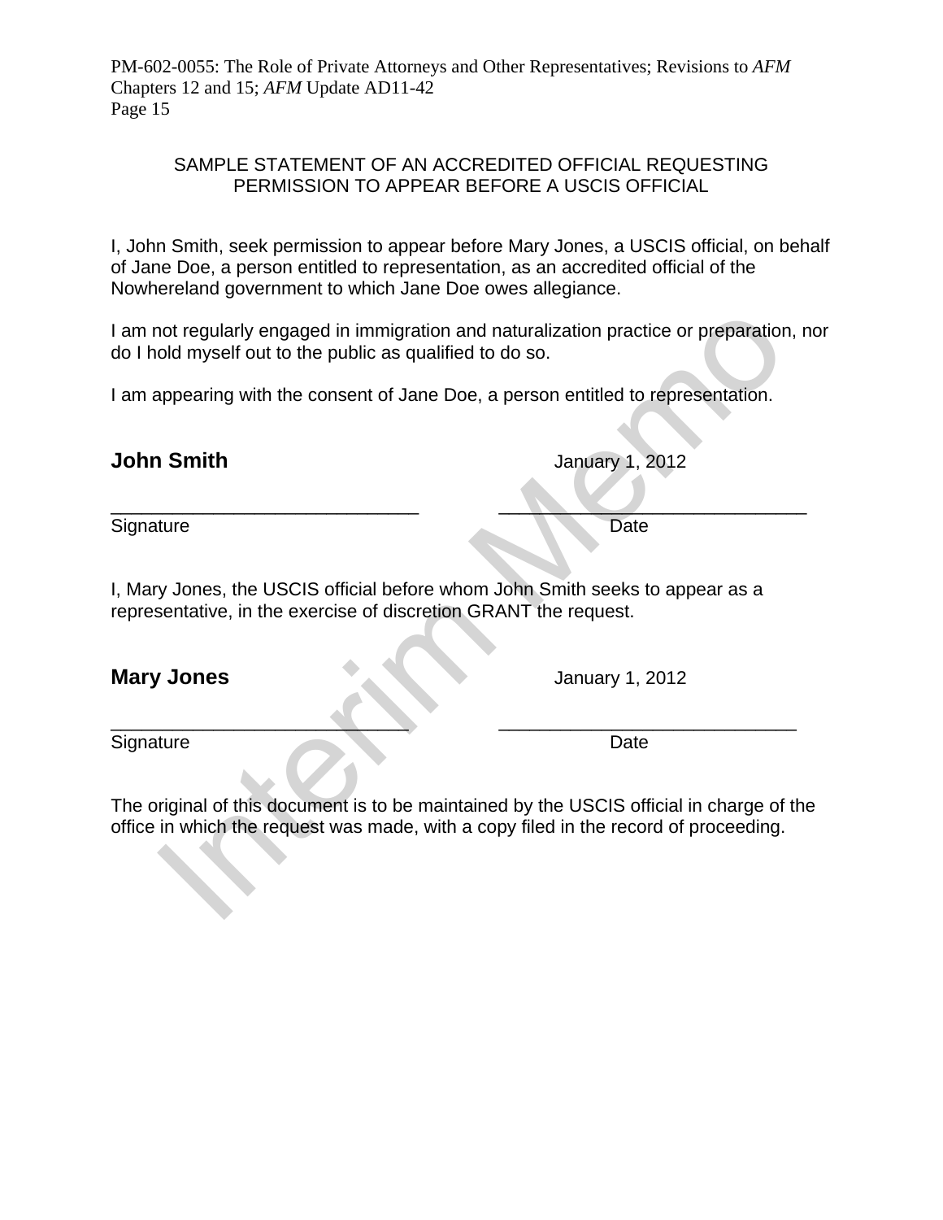## SAMPLE STATEMENT OF AN ACCREDITED OFFICIAL REQUESTING PERMISSION TO APPEAR BEFORE A USCIS OFFICIAL

I, John Smith, seek permission to appear before Mary Jones, a USCIS official, on behalf of Jane Doe, a person entitled to representation, as an accredited official of the Nowhereland government to which Jane Doe owes allegiance.

I am not regularly engaged in immigration and naturalization practice or preparation, nor do I hold myself out to the public as qualified to do so.

I am appearing with the consent of Jane Doe, a person entitled to representation.

**John Smith** January 1, 2012

______________________________ ______________________________

Signature Date

I, Mary Jones, the USCIS official before whom John Smith seeks to appear as a representative, in the exercise of discretion GRANT the request.

**Mary Jones** January 1, 2012

______________________________ ______________________________

Signature Date

The original of this document is to be maintained by the USCIS official in charge of the office in which the request was made, with a copy filed in the record of proceeding.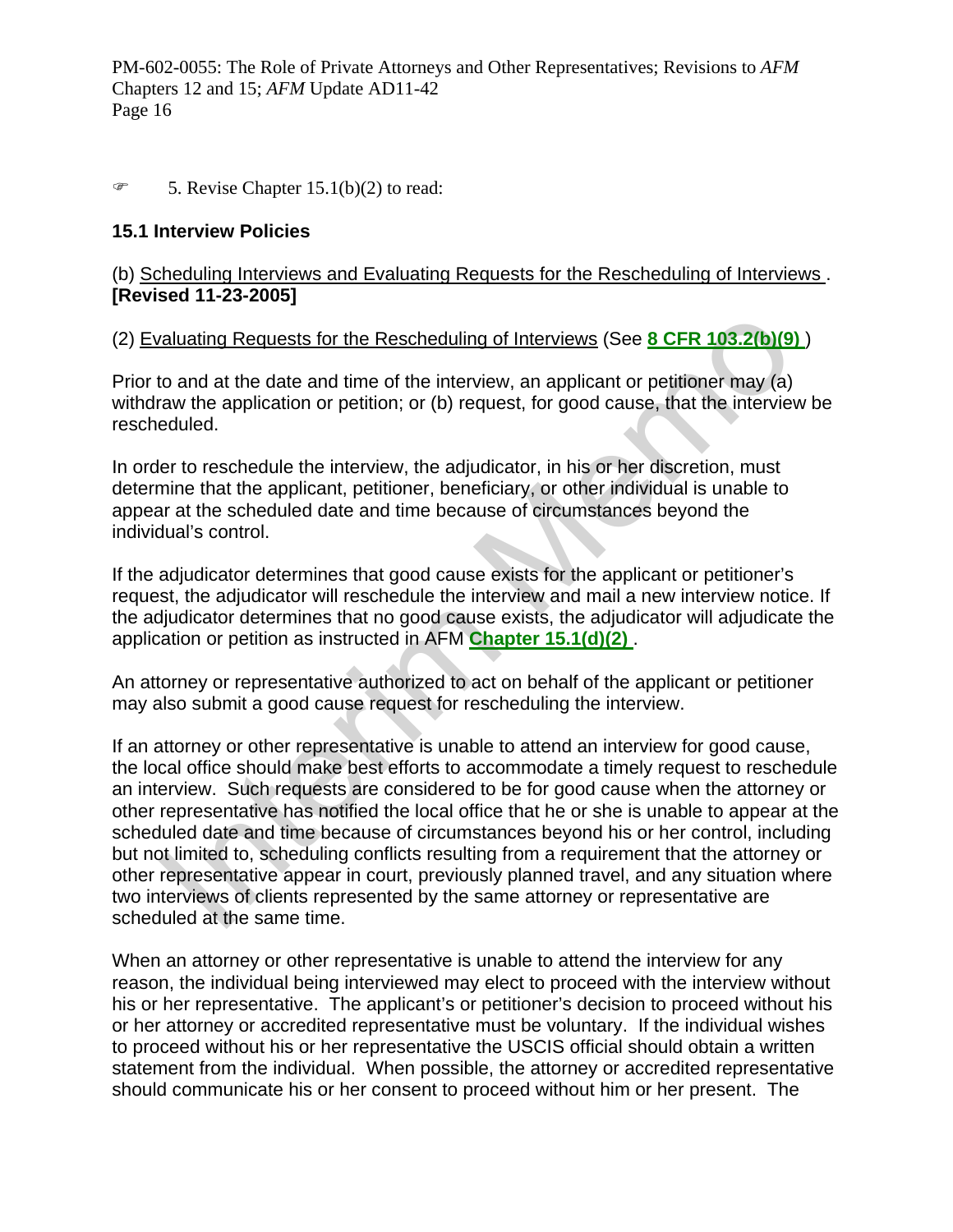☞ 5. Revise Chapter 15.1(b)(2) to read:

**15.1 Interview Policies**

(b) Scheduling Interviews and Evaluating Requests for the Rescheduling of Interviews . **[Revised 11-23-2005]**

(2) Evaluating Requests for the Rescheduling of Interviews (See **8 CFR 103.2(b)(9)** )

Prior to and at the date and time of the interview, an applicant or petitioner may (a) withdraw the application or petition; or (b) request, for good cause, that the interview be rescheduled.

In order to reschedule the interview, the adjudicator, in his or her discretion, must determine that the applicant, petitioner, beneficiary, or other individual is unable to appear at the scheduled date and time because of circumstances beyond the individual's control.

If the adjudicator determines that good cause exists for the applicant or petitioner's request, the adjudicator will reschedule the interview and mail a new interview notice. If the adjudicator determines that no good cause exists, the adjudicator will adjudicate the application or petition as instructed in AFM **Chapter 15.1(d)(2)** .

An attorney or representative authorized to act on behalf of the applicant or petitioner may also submit a good cause request for rescheduling the interview.

If an attorney or other representative is unable to attend an interview for good cause, the local office should make best efforts to accommodate a timely request to reschedule an interview. Such requests are considered to be for good cause when the attorney or other representative has notified the local office that he or she is unable to appear at the scheduled date and time because of circumstances beyond his or her control, including but not limited to, scheduling conflicts resulting from a requirement that the attorney or other representative appear in court, previously planned travel, and any situation where two interviews of clients represented by the same attorney or representative are scheduled at the same time.

When an attorney or other representative is unable to attend the interview for any reason, the individual being interviewed may elect to proceed with the interview without his or her representative. The applicant's or petitioner's decision to proceed without his or her attorney or accredited representative must be voluntary. If the individual wishes to proceed without his or her representative the USCIS official should obtain a written statement from the individual. When possible, the attorney or accredited representative should communicate his or her consent to proceed without him or her present. The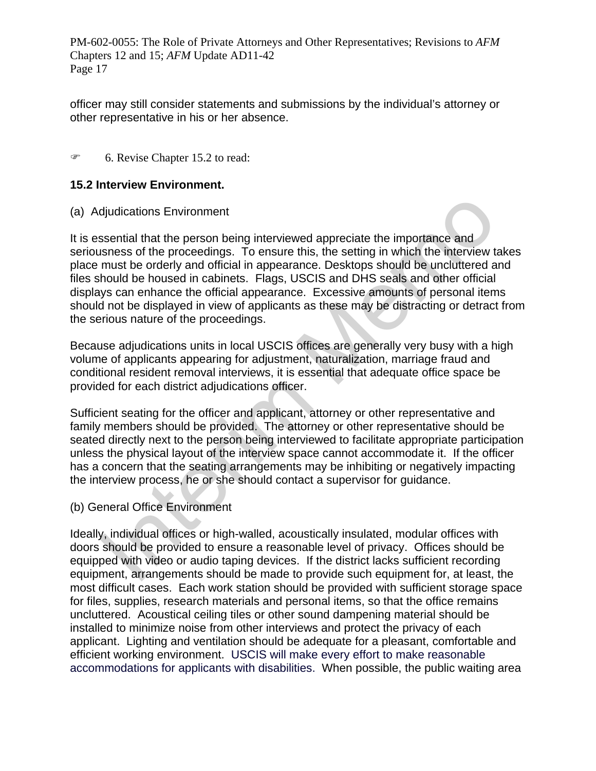officer may still consider statements and submissions by the individual's attorney or other representative in his or her absence.

☞ 6. Revise Chapter 15.2 to read:

**15.2 Interview Environment.**

(a) Adjudications Environment

It is essential that the person being interviewed appreciate the importance and seriousness of the proceedings. To ensure this, the setting in which the interview takes place must be orderly and official in appearance. Desktops should be uncluttered and files should be housed in cabinets. Flags, USCIS and DHS seals and other official displays can enhance the official appearance. Excessive amounts of personal items should not be displayed in view of applicants as these may be distracting or detract from the serious nature of the proceedings.

Because adjudications units in local USCIS offices are generally very busy with a high volume of applicants appearing for adjustment, naturalization, marriage fraud and conditional resident removal interviews, it is essential that adequate office space be provided for each district adjudications officer.

Sufficient seating for the officer and applicant, attorney or other representative and family members should be provided. The attorney or other representative should be seated directly next to the person being interviewed to facilitate appropriate participation unless the physical layout of the interview space cannot accommodate it. If the officer has a concern that the seating arrangements may be inhibiting or negatively impacting the interview process, he or she should contact a supervisor for guidance.

(b) General Office Environment

Ideally, individual offices or high-walled, acoustically insulated, modular offices with doors should be provided to ensure a reasonable level of privacy. Offices should be equipped with video or audio taping devices. If the district lacks sufficient recording equipment, arrangements should be made to provide such equipment for, at least, the most difficult cases. Each work station should be provided with sufficient storage space for files, supplies, research materials and personal items, so that the office remains uncluttered. Acoustical ceiling tiles or other sound dampening material should be installed to minimize noise from other interviews and protect the privacy of each applicant. Lighting and ventilation should be adequate for a pleasant, comfortable and efficient working environment. USCIS will make every effort to make reasonable accommodations for applicants with disabilities. When possible, the public waiting area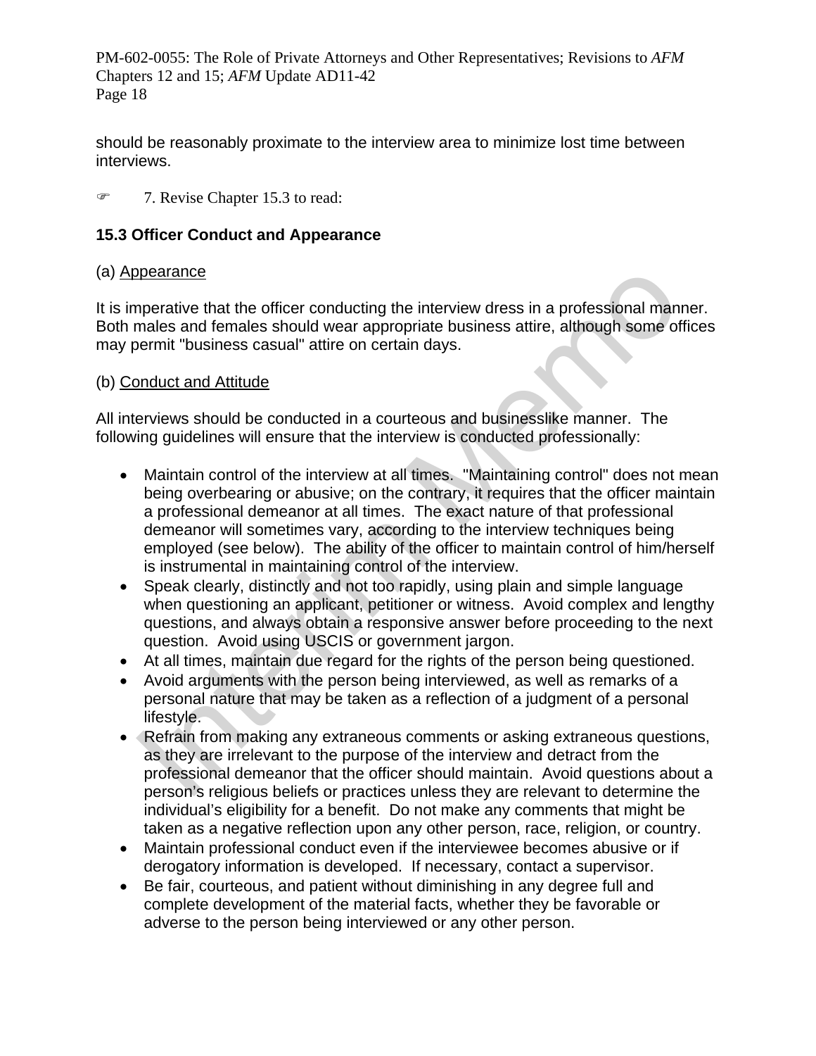should be reasonably proximate to the interview area to minimize lost time between interviews.

☞ 7. Revise Chapter 15.3 to read:

### 15.3 Officer Conduct and Appearance

(a) Appearance

It is imperative that the officer conducting the interview dress in a professional manner. Both males and females should wear appropriate business attire, although some offices may permit "business casual" attire on certain days.

(b) Conduct and Attitude

All interviews should be conducted in a courteous and businesslike manner. The following guidelines will ensure that the interview is conducted professionally:

- Maintain control of the interview at all times. "Maintaining control" does not mean being overbearing or abusive; on the contrary, it requires that the officer maintain a professional demeanor at all times. The exact nature of that professional demeanor will sometimes vary, according to the interview techniques being employed (see below). The ability of the officer to maintain control of him/herself is instrumental in maintaining control of the interview.
- Speak clearly, distinctly and not too rapidly, using plain and simple language when questioning an applicant, petitioner or witness. Avoid complex and lengthy questions, and always obtain a responsive answer before proceeding to the next question. Avoid using USCIS or government jargon.
- At all times, maintain due regard for the rights of the person being questioned.
- Avoid arguments with the person being interviewed, as well as remarks of a personal nature that may be taken as a reflection of a judgment of a personal lifestyle.
- Refrain from making any extraneous comments or asking extraneous questions, as they are irrelevant to the purpose of the interview and detract from the professional demeanor that the officer should maintain. Avoid questions about a person's religious beliefs or practices unless they are relevant to determine the individual's eligibility for a benefit. Do not make any comments that might be taken as a negative reflection upon any other person, race, religion, or country.
- Maintain professional conduct even if the interviewee becomes abusive or if derogatory information is developed. If necessary, contact a supervisor.
- Be fair, courteous, and patient without diminishing in any degree full and complete development of the material facts, whether they be favorable or adverse to the person being interviewed or any other person.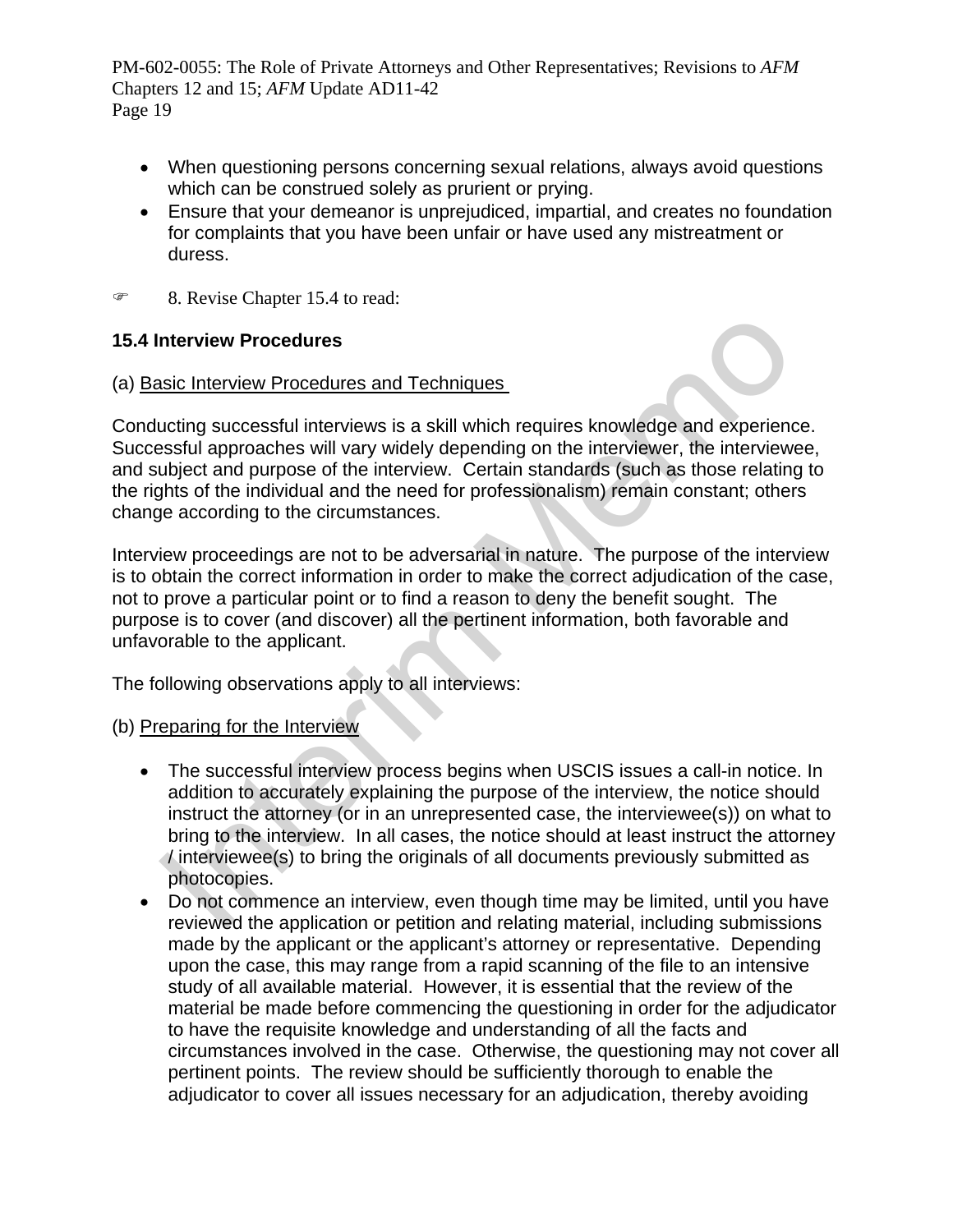- When questioning persons concerning sexual relations, always avoid questions which can be construed solely as prurient or prying.
- Ensure that your demeanor is unprejudiced, impartial, and creates no foundation for complaints that you have been unfair or have used any mistreatment or duress.

☞ 8. Revise Chapter 15.4 to read:

**15.4 Interview Procedures**

(a) Basic Interview Procedures and Techniques

Conducting successful interviews is a skill which requires knowledge and experience. Successful approaches will vary widely depending on the interviewer, the interviewee, and subject and purpose of the interview. Certain standards (such as those relating to the rights of the individual and the need for professionalism) remain constant; others change according to the circumstances.

Interview proceedings are not to be adversarial in nature. The purpose of the interview is to obtain the correct information in order to make the correct adjudication of the case, not to prove a particular point or to find a reason to deny the benefit sought. The purpose is to cover (and discover) all the pertinent information, both favorable and unfavorable to the applicant.

The following observations apply to all interviews:

(b) Preparing for the Interview

- The successful interview process begins when USCIS issues a call-in notice. In addition to accurately explaining the purpose of the interview, the notice should instruct the attorney (or in an unrepresented case, the interviewee(s)) on what to bring to the interview. In all cases, the notice should at least instruct the attorney / interviewee(s) to bring the originals of all documents previously submitted as photocopies.
- Do not commence an interview, even though time may be limited, until you have reviewed the application or petition and relating material, including submissions made by the applicant or the applicant's attorney or representative. Depending upon the case, this may range from a rapid scanning of the file to an intensive study of all available material. However, it is essential that the review of the material be made before commencing the questioning in order for the adjudicator to have the requisite knowledge and understanding of all the facts and circumstances involved in the case. Otherwise, the questioning may not cover all pertinent points. The review should be sufficiently thorough to enable the adjudicator to cover all issues necessary for an adjudication, thereby avoiding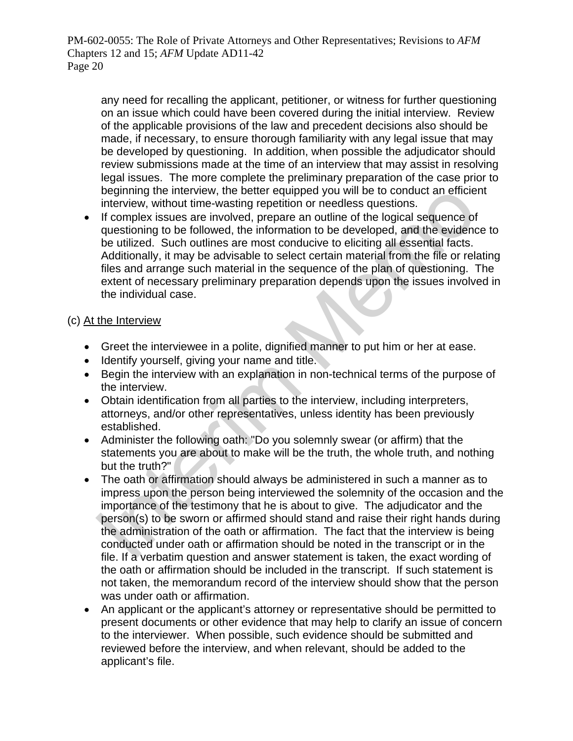any need for recalling the applicant, petitioner, or witness for further questioning on an issue which could have been covered during the initial interview. Review of the applicable provisions of the law and precedent decisions also should be made, if necessary, to ensure thorough familiarity with any legal issue that may be developed by questioning. In addition, when possible the adjudicator should review submissions made at the time of an interview that may assist in resolving legal issues. The more complete the preliminary preparation of the case prior to beginning the interview, the better equipped you will be to conduct an efficient interview, without time-wasting repetition or needless questions.

- If complex issues are involved, prepare an outline of the logical sequence of questioning to be followed, the information to be developed, and the evidence to be utilized. Such outlines are most conducive to eliciting all essential facts. Additionally, it may be advisable to select certain material from the file or relating files and arrange such material in the sequence of the plan of questioning. The extent of necessary preliminary preparation depends upon the issues involved in the individual case.

(c) <u>At the Interview</u>

- Greet the interviewee in a polite, dignified manner to put him or her at ease.
- Identify yourself, giving your name and title.
- Begin the interview with an explanation in non-technical terms of the purpose of the interview.
- Obtain identification from all parties to the interview, including interpreters, attorneys, and/or other representatives, unless identity has been previously established.
- Administer the following oath: "Do you solemnly swear (or affirm) that the statements you are about to make will be the truth, the whole truth, and nothing but the truth?"
- The oath or affirmation should always be administered in such a manner as to impress upon the person being interviewed the solemnity of the occasion and the importance of the testimony that he is about to give. The adjudicator and the person(s) to be sworn or affirmed should stand and raise their right hands during the administration of the oath or affirmation. The fact that the interview is being conducted under oath or affirmation should be noted in the transcript or in the file. If a verbatim question and answer statement is taken, the exact wording of the oath or affirmation should be included in the transcript. If such statement is not taken, the memorandum record of the interview should show that the person was under oath or affirmation.
- An applicant or the applicant's attorney or representative should be permitted to present documents or other evidence that may help to clarify an issue of concern to the interviewer. When possible, such evidence should be submitted and reviewed before the interview, and when relevant, should be added to the applicant's file.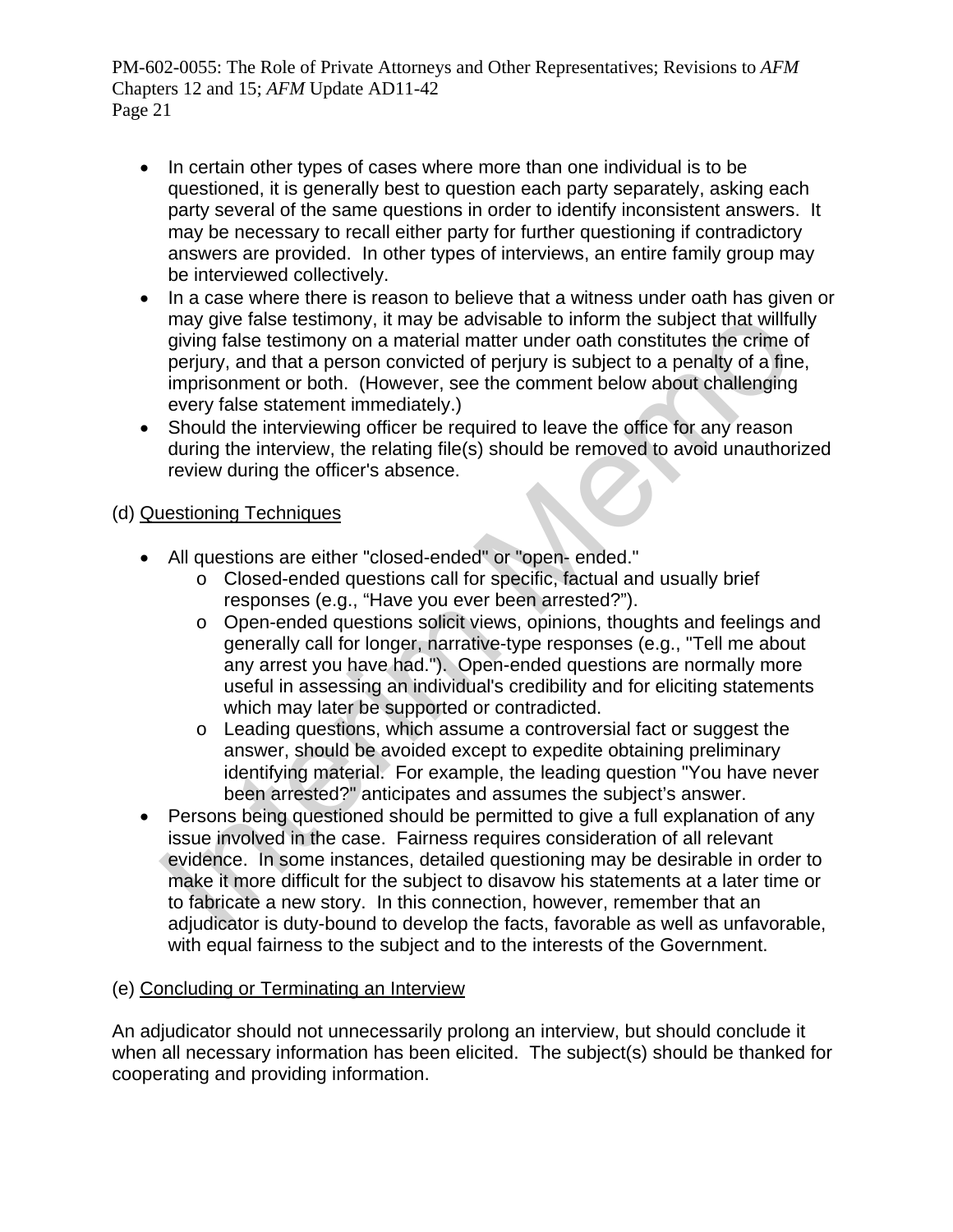- In certain other types of cases where more than one individual is to be questioned, it is generally best to question each party separately, asking each party several of the same questions in order to identify inconsistent answers. It may be necessary to recall either party for further questioning if contradictory answers are provided. In other types of interviews, an entire family group may be interviewed collectively.
- In a case where there is reason to believe that a witness under oath has given or may give false testimony, it may be advisable to inform the subject that willfully giving false testimony on a material matter under oath constitutes the crime of perjury, and that a person convicted of perjury is subject to a penalty of a fine, imprisonment or both. (However, see the comment below about challenging every false statement immediately.)
- Should the interviewing officer be required to leave the office for any reason during the interview, the relating file(s) should be removed to avoid unauthorized review during the officer's absence.

(d) Questioning Techniques

- All questions are either "closed-ended" or "open- ended."
  - Closed-ended questions call for specific, factual and usually brief responses (e.g., “Have you ever been arrested?”).
  - Open-ended questions solicit views, opinions, thoughts and feelings and generally call for longer, narrative-type responses (e.g., "Tell me about any arrest you have had."). Open-ended questions are normally more useful in assessing an individual's credibility and for eliciting statements which may later be supported or contradicted.
  - Leading questions, which assume a controversial fact or suggest the answer, should be avoided except to expedite obtaining preliminary identifying material. For example, the leading question "You have never been arrested?" anticipates and assumes the subject’s answer.
- Persons being questioned should be permitted to give a full explanation of any issue involved in the case. Fairness requires consideration of all relevant evidence. In some instances, detailed questioning may be desirable in order to make it more difficult for the subject to disavow his statements at a later time or to fabricate a new story. In this connection, however, remember that an adjudicator is duty-bound to develop the facts, favorable as well as unfavorable, with equal fairness to the subject and to the interests of the Government.

(e) Concluding or Terminating an Interview

An adjudicator should not unnecessarily prolong an interview, but should conclude it when all necessary information has been elicited. The subject(s) should be thanked for cooperating and providing information.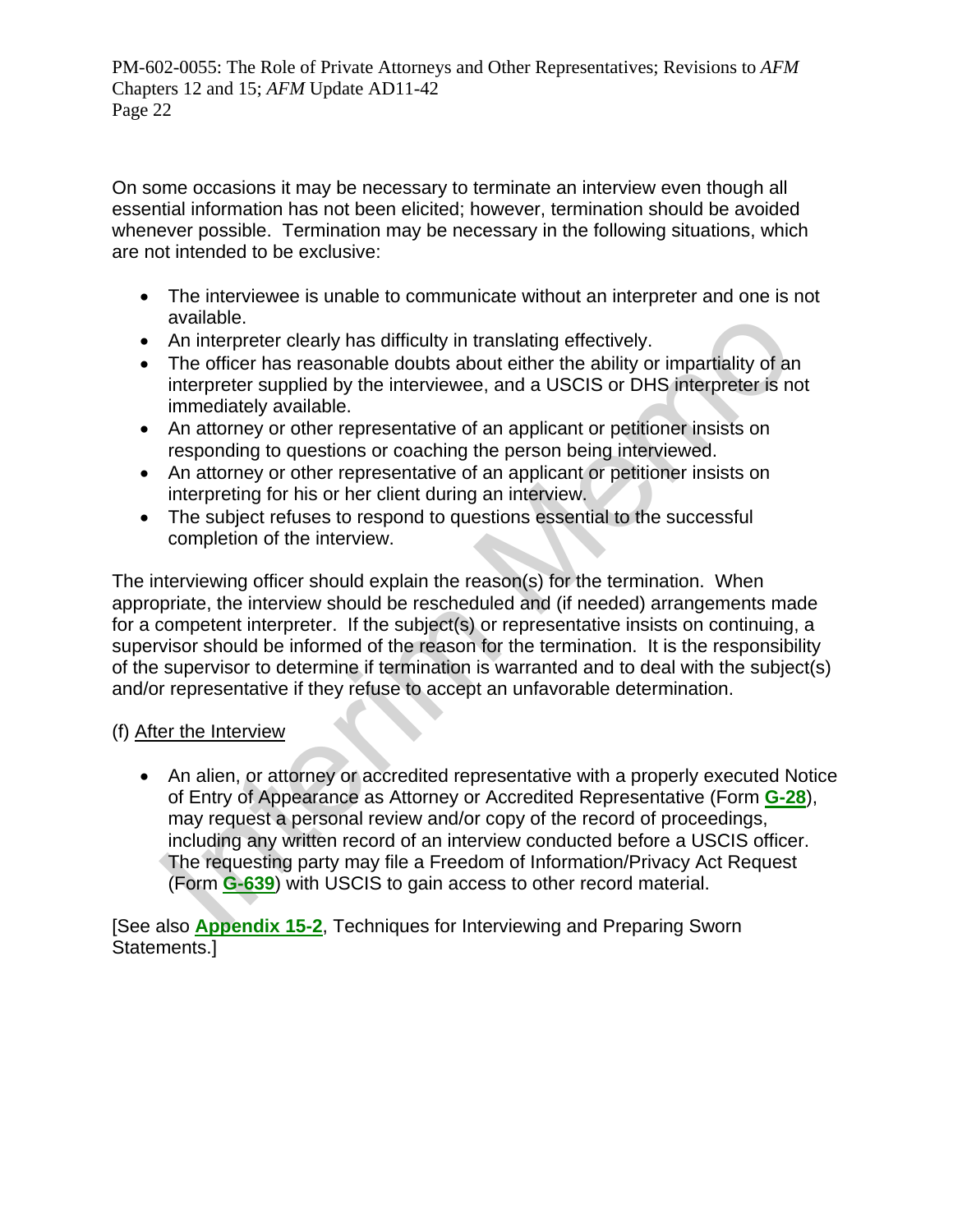On some occasions it may be necessary to terminate an interview even though all essential information has not been elicited; however, termination should be avoided whenever possible. Termination may be necessary in the following situations, which are not intended to be exclusive:

- The interviewee is unable to communicate without an interpreter and one is not available.
- An interpreter clearly has difficulty in translating effectively.
- The officer has reasonable doubts about either the ability or impartiality of an interpreter supplied by the interviewee, and a USCIS or DHS interpreter is not immediately available.
- An attorney or other representative of an applicant or petitioner insists on responding to questions or coaching the person being interviewed.
- An attorney or other representative of an applicant or petitioner insists on interpreting for his or her client during an interview.
- The subject refuses to respond to questions essential to the successful completion of the interview.

The interviewing officer should explain the reason(s) for the termination. When appropriate, the interview should be rescheduled and (if needed) arrangements made for a competent interpreter. If the subject(s) or representative insists on continuing, a supervisor should be informed of the reason for the termination. It is the responsibility of the supervisor to determine if termination is warranted and to deal with the subject(s) and/or representative if they refuse to accept an unfavorable determination.

(f) After the Interview

- An alien, or attorney or accredited representative with a properly executed Notice of Entry of Appearance as Attorney or Accredited Representative (Form **G-28**), may request a personal review and/or copy of the record of proceedings, including any written record of an interview conducted before a USCIS officer. The requesting party may file a Freedom of Information/Privacy Act Request (Form **G-639**) with USCIS to gain access to other record material.

[See also **Appendix 15-2**, Techniques for Interviewing and Preparing Sworn Statements.]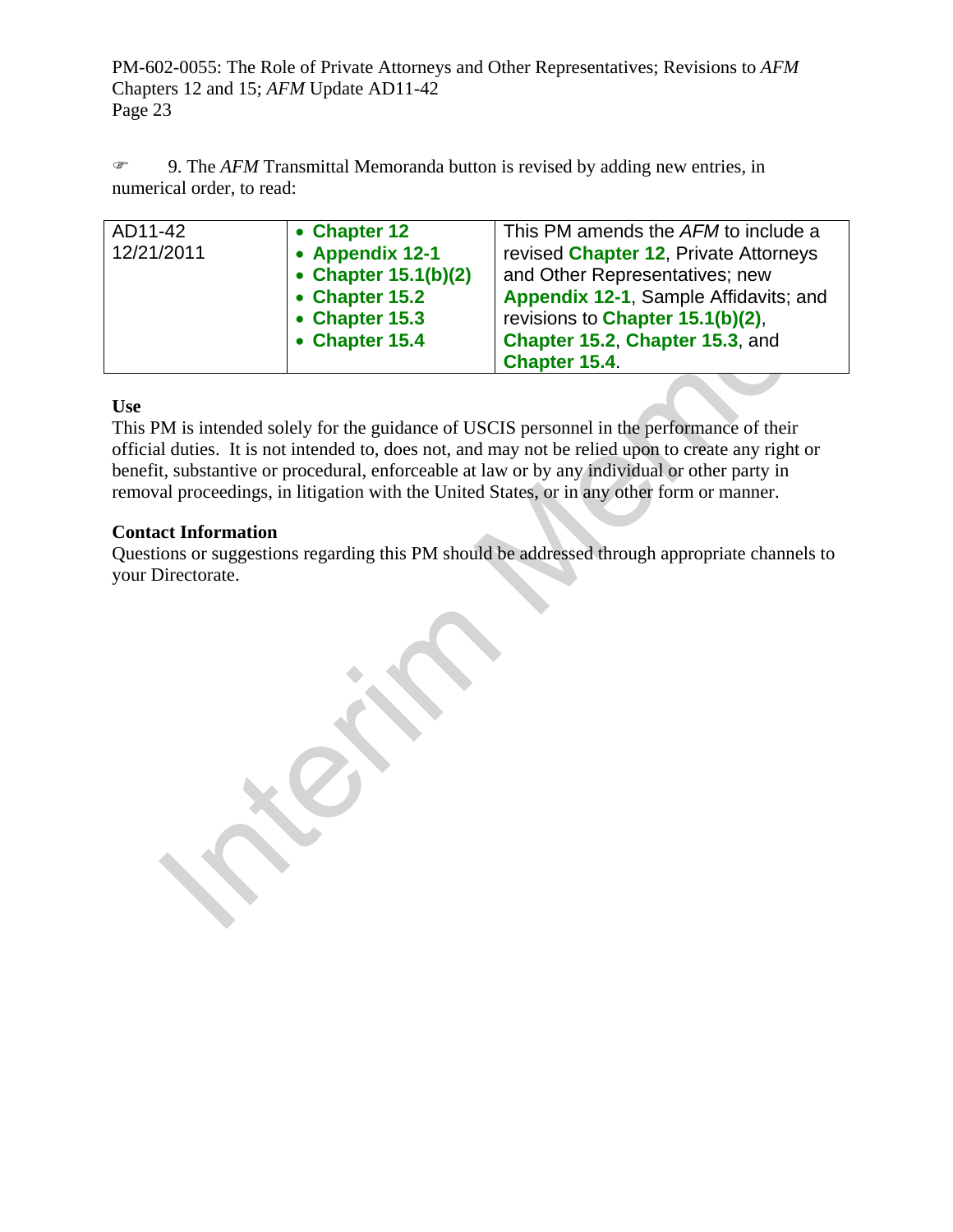☞ 9. The *AFM* Transmittal Memoranda button is revised by adding new entries, in numerical order, to read:

| | | |
|---|---|---|
| AD11-42<br>12/21/2011 | • **Chapter 12**<br>• **Appendix 12-1**<br>• **Chapter 15.1(b)(2)**<br>• **Chapter 15.2**<br>• **Chapter 15.3**<br>• **Chapter 15.4** | This PM amends the *AFM* to include a revised **Chapter 12**, Private Attorneys and Other Representatives; new **Appendix 12-1**, Sample Affidavits; and revisions to **Chapter 15.1(b)(2)**, **Chapter 15.2**, **Chapter 15.3**, and **Chapter 15.4**. |

**Use**

This PM is intended solely for the guidance of USCIS personnel in the performance of their official duties. It is not intended to, does not, and may not be relied upon to create any right or benefit, substantive or procedural, enforceable at law or by any individual or other party in removal proceedings, in litigation with the United States, or in any other form or manner.

**Contact Information**

Questions or suggestions regarding this PM should be addressed through appropriate channels to your Directorate.